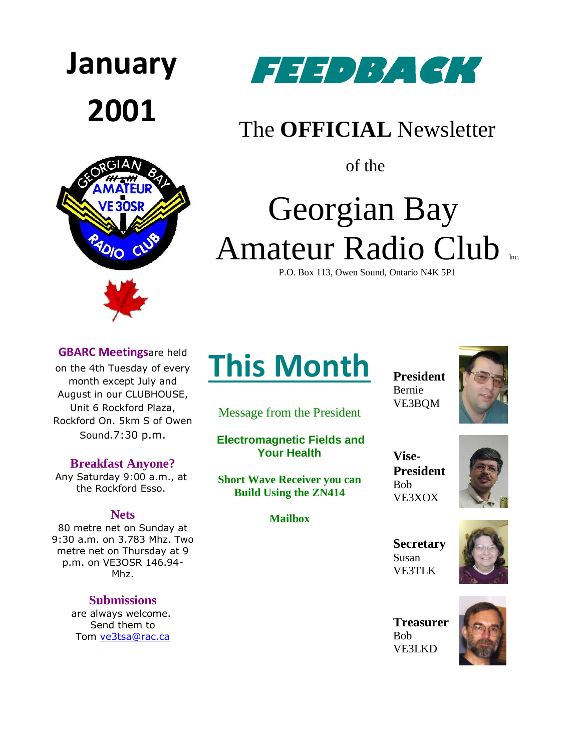# January 2001

# FEEDBACK

## The **OFFICIAL** Newsletter

of the

# Georgian Bay Amateur Radio Club Inc.

P.O. Box 113, Owen Sound, Ontario N4K 5P1

**GBARC Meetings** are held on the 4th Tuesday of every month except July and August in our CLUBHOUSE, Unit 6 Rockford Plaza, Rockford On. 5km S of Owen Sound. 7:30 p.m.

**Breakfast Anyone?**
Any Saturday 9:00 a.m., at the Rockford Esso.

**Nets**
80 metre net on Sunday at 9:30 a.m. on 3.783 Mhz. Two metre net on Thursday at 9 p.m. on VE3OSR 146.94- Mhz.

**Submissions**
are always welcome. Send them to Tom ve3tsa@rac.ca

## This Month

Message from the President

**Electromagnetic Fields and Your Health**

**Short Wave Receiver you can Build Using the ZN414**

**Mailbox**

**President**
Bernie
VE3BQM

**Vise-President**
Bob
VE3XOX

**Secretary**
Susan
VE3TLK

**Treasurer**
Bob
VE3LKD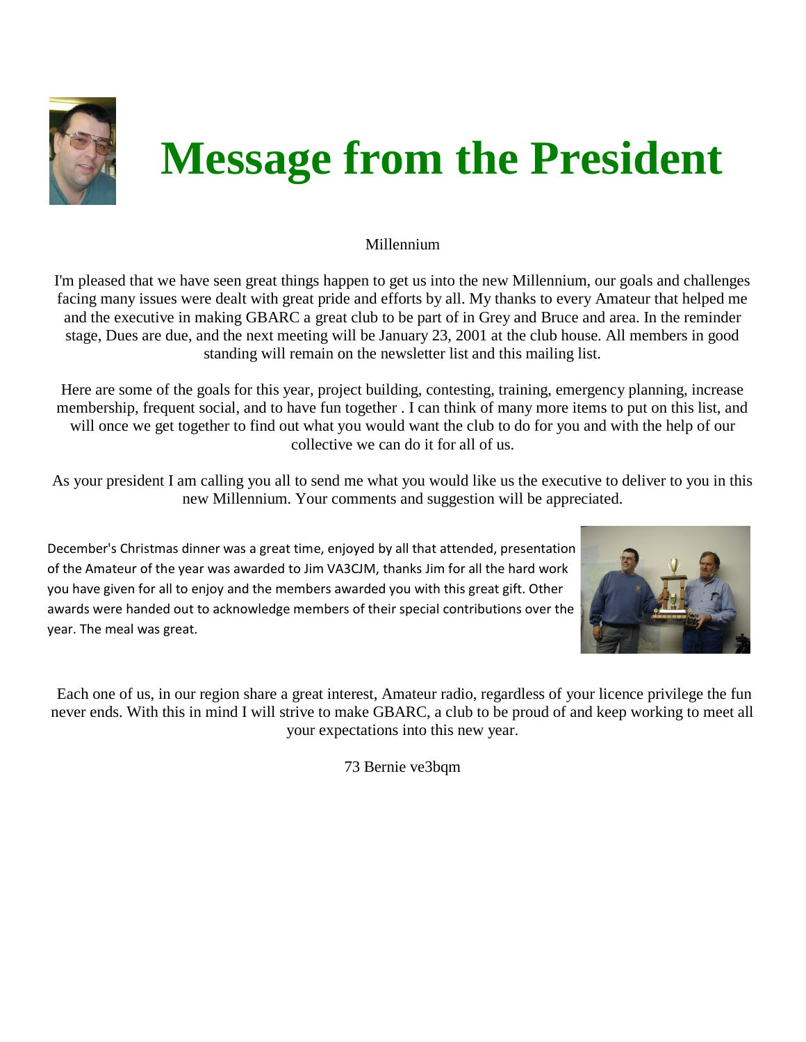# Message from the President

Millennium

I'm pleased that we have seen great things happen to get us into the new Millennium, our goals and challenges facing many issues were dealt with great pride and efforts by all. My thanks to every Amateur that helped me and the executive in making GBARC a great club to be part of in Grey and Bruce and area. In the reminder stage, Dues are due, and the next meeting will be January 23, 2001 at the club house. All members in good standing will remain on the newsletter list and this mailing list.

Here are some of the goals for this year, project building, contesting, training, emergency planning, increase membership, frequent social, and to have fun together . I can think of many more items to put on this list, and will once we get together to find out what you would want the club to do for you and with the help of our collective we can do it for all of us.

As your president I am calling you all to send me what you would like us the executive to deliver to you in this new Millennium. Your comments and suggestion will be appreciated.

December's Christmas dinner was a great time, enjoyed by all that attended, presentation of the Amateur of the year was awarded to Jim VA3CJM, thanks Jim for all the hard work you have given for all to enjoy and the members awarded you with this great gift. Other awards were handed out to acknowledge members of their special contributions over the year. The meal was great.

Each one of us, in our region share a great interest, Amateur radio, regardless of your licence privilege the fun never ends. With this in mind I will strive to make GBARC, a club to be proud of and keep working to meet all your expectations into this new year.

73 Bernie ve3bqm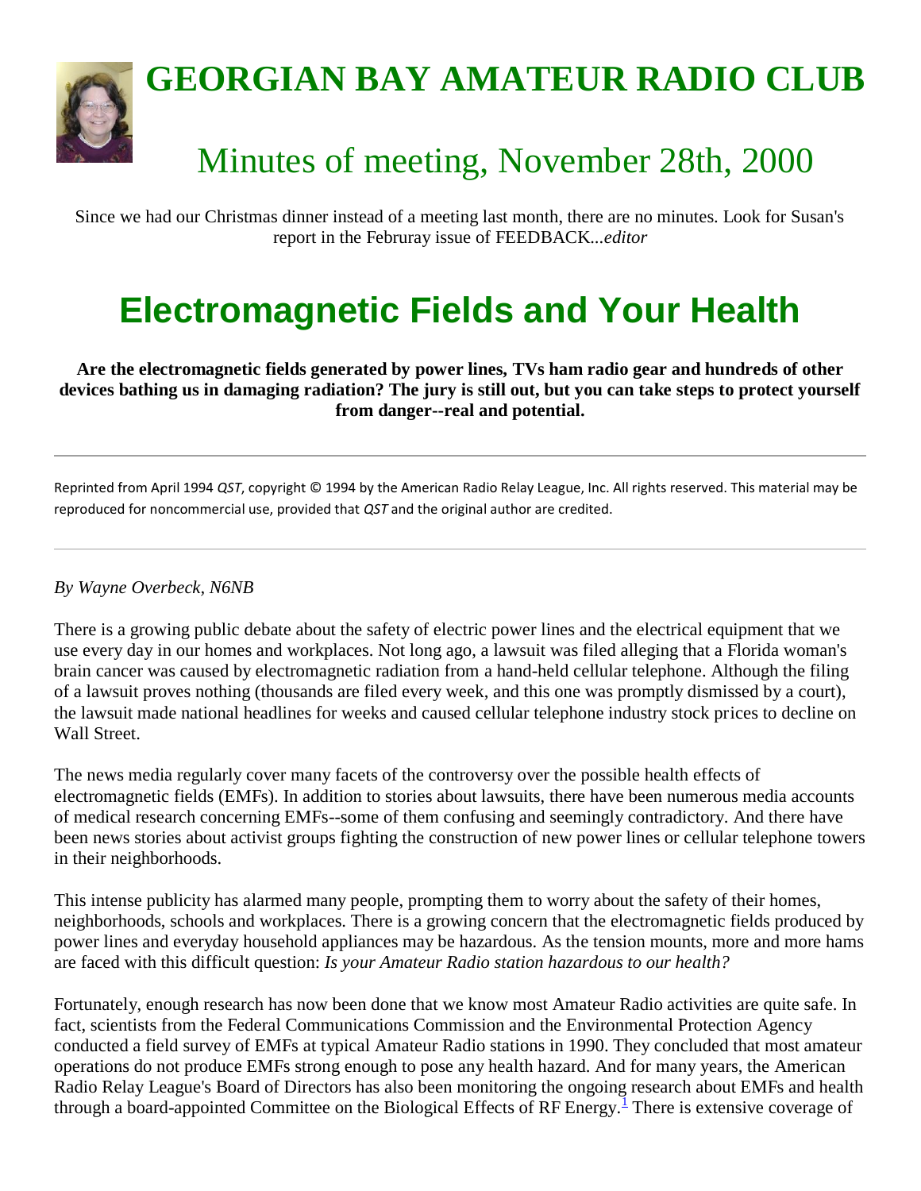# GEORGIAN BAY AMATEUR RADIO CLUB

## Minutes of meeting, November 28th, 2000

Since we had our Christmas dinner instead of a meeting last month, there are no minutes. Look for Susan's report in the Februray issue of FEEDBACK...*editor*

# Electromagnetic Fields and Your Health

**Are the electromagnetic fields generated by power lines, TVs ham radio gear and hundreds of other devices bathing us in damaging radiation? The jury is still out, but you can take steps to protect yourself from danger--real and potential.**

---

Reprinted from April 1994 *QST*, copyright © 1994 by the American Radio Relay League, Inc. All rights reserved. This material may be reproduced for noncommercial use, provided that *QST* and the original author are credited.

---

*By Wayne Overbeck, N6NB*

There is a growing public debate about the safety of electric power lines and the electrical equipment that we use every day in our homes and workplaces. Not long ago, a lawsuit was filed alleging that a Florida woman's brain cancer was caused by electromagnetic radiation from a hand-held cellular telephone. Although the filing of a lawsuit proves nothing (thousands are filed every week, and this one was promptly dismissed by a court), the lawsuit made national headlines for weeks and caused cellular telephone industry stock prices to decline on Wall Street.

The news media regularly cover many facets of the controversy over the possible health effects of electromagnetic fields (EMFs). In addition to stories about lawsuits, there have been numerous media accounts of medical research concerning EMFs--some of them confusing and seemingly contradictory. And there have been news stories about activist groups fighting the construction of new power lines or cellular telephone towers in their neighborhoods.

This intense publicity has alarmed many people, prompting them to worry about the safety of their homes, neighborhoods, schools and workplaces. There is a growing concern that the electromagnetic fields produced by power lines and everyday household appliances may be hazardous. As the tension mounts, more and more hams are faced with this difficult question: *Is your Amateur Radio station hazardous to our health?*

Fortunately, enough research has now been done that we know most Amateur Radio activities are quite safe. In fact, scientists from the Federal Communications Commission and the Environmental Protection Agency conducted a field survey of EMFs at typical Amateur Radio stations in 1990. They concluded that most amateur operations do not produce EMFs strong enough to pose any health hazard. And for many years, the American Radio Relay League's Board of Directors has also been monitoring the ongoing research about EMFs and health through a board-appointed Committee on the Biological Effects of RF Energy.[1] There is extensive coverage of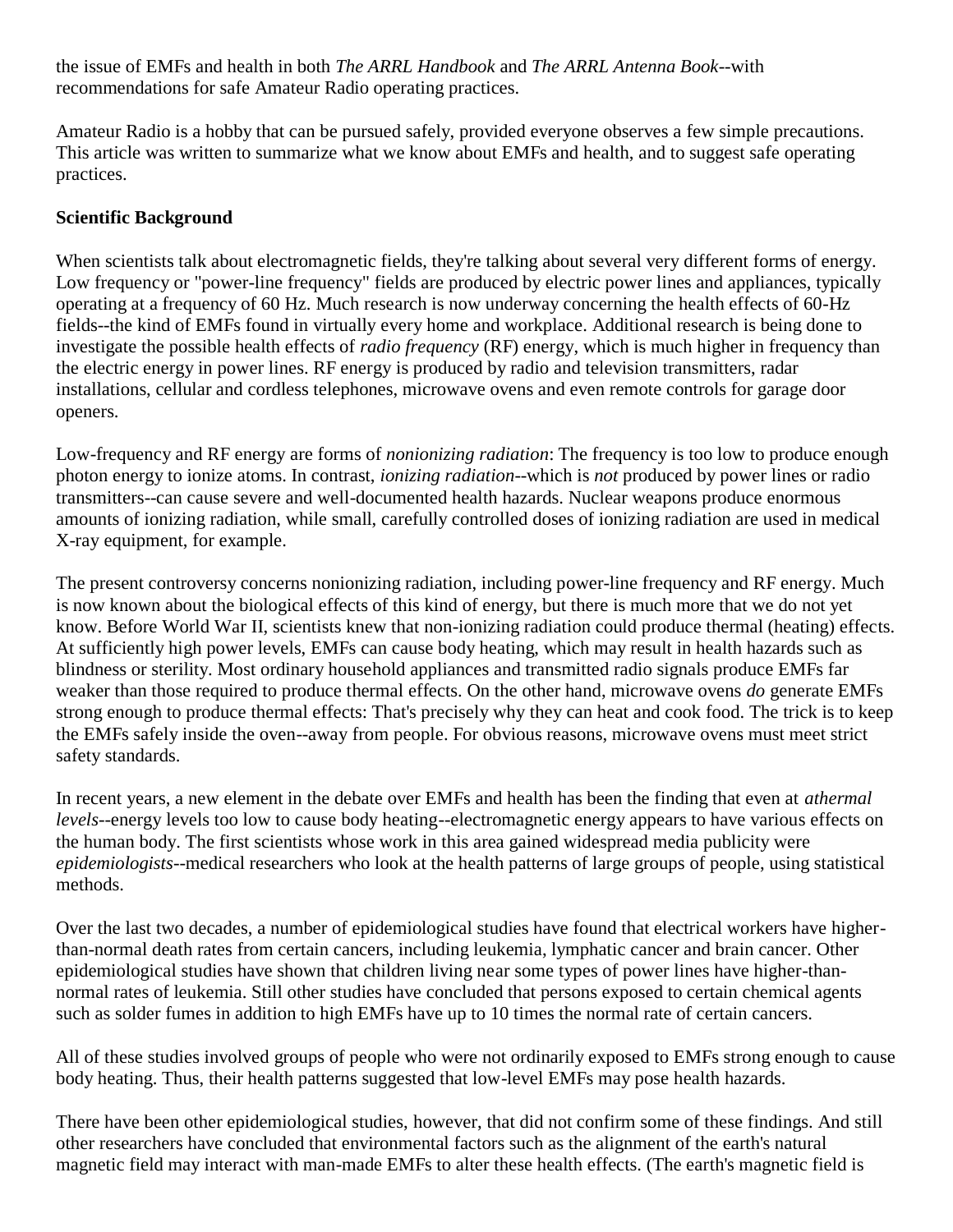the issue of EMFs and health in both *The ARRL Handbook* and *The ARRL Antenna Book*--with recommendations for safe Amateur Radio operating practices.

Amateur Radio is a hobby that can be pursued safely, provided everyone observes a few simple precautions. This article was written to summarize what we know about EMFs and health, and to suggest safe operating practices.

**Scientific Background**

When scientists talk about electromagnetic fields, they're talking about several very different forms of energy. Low frequency or "power-line frequency" fields are produced by electric power lines and appliances, typically operating at a frequency of 60 Hz. Much research is now underway concerning the health effects of 60-Hz fields--the kind of EMFs found in virtually every home and workplace. Additional research is being done to investigate the possible health effects of *radio frequency* (RF) energy, which is much higher in frequency than the electric energy in power lines. RF energy is produced by radio and television transmitters, radar installations, cellular and cordless telephones, microwave ovens and even remote controls for garage door openers.

Low-frequency and RF energy are forms of *nonionizing radiation*: The frequency is too low to produce enough photon energy to ionize atoms. In contrast, *ionizing radiation*--which is *not* produced by power lines or radio transmitters--can cause severe and well-documented health hazards. Nuclear weapons produce enormous amounts of ionizing radiation, while small, carefully controlled doses of ionizing radiation are used in medical X-ray equipment, for example.

The present controversy concerns nonionizing radiation, including power-line frequency and RF energy. Much is now known about the biological effects of this kind of energy, but there is much more that we do not yet know. Before World War II, scientists knew that non-ionizing radiation could produce thermal (heating) effects. At sufficiently high power levels, EMFs can cause body heating, which may result in health hazards such as blindness or sterility. Most ordinary household appliances and transmitted radio signals produce EMFs far weaker than those required to produce thermal effects. On the other hand, microwave ovens *do* generate EMFs strong enough to produce thermal effects: That's precisely why they can heat and cook food. The trick is to keep the EMFs safely inside the oven--away from people. For obvious reasons, microwave ovens must meet strict safety standards.

In recent years, a new element in the debate over EMFs and health has been the finding that even at *athermal levels*--energy levels too low to cause body heating--electromagnetic energy appears to have various effects on the human body. The first scientists whose work in this area gained widespread media publicity were *epidemiologists*--medical researchers who look at the health patterns of large groups of people, using statistical methods.

Over the last two decades, a number of epidemiological studies have found that electrical workers have higher-than-normal death rates from certain cancers, including leukemia, lymphatic cancer and brain cancer. Other epidemiological studies have shown that children living near some types of power lines have higher-than-normal rates of leukemia. Still other studies have concluded that persons exposed to certain chemical agents such as solder fumes in addition to high EMFs have up to 10 times the normal rate of certain cancers.

All of these studies involved groups of people who were not ordinarily exposed to EMFs strong enough to cause body heating. Thus, their health patterns suggested that low-level EMFs may pose health hazards.

There have been other epidemiological studies, however, that did not confirm some of these findings. And still other researchers have concluded that environmental factors such as the alignment of the earth's natural magnetic field may interact with man-made EMFs to alter these health effects. (The earth's magnetic field is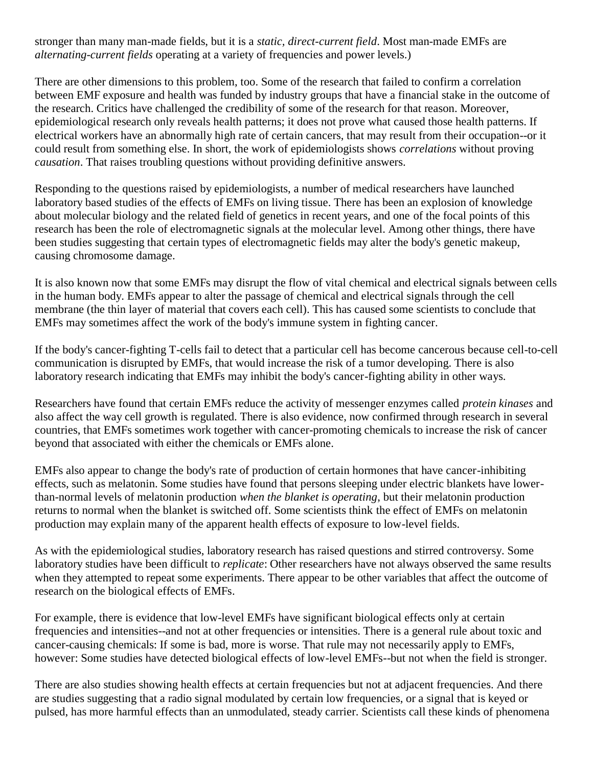stronger than many man-made fields, but it is a *static, direct-current field*. Most man-made EMFs are *alternating-current fields* operating at a variety of frequencies and power levels.)

There are other dimensions to this problem, too. Some of the research that failed to confirm a correlation between EMF exposure and health was funded by industry groups that have a financial stake in the outcome of the research. Critics have challenged the credibility of some of the research for that reason. Moreover, epidemiological research only reveals health patterns; it does not prove what caused those health patterns. If electrical workers have an abnormally high rate of certain cancers, that may result from their occupation--or it could result from something else. In short, the work of epidemiologists shows *correlations* without proving *causation*. That raises troubling questions without providing definitive answers.

Responding to the questions raised by epidemiologists, a number of medical researchers have launched laboratory based studies of the effects of EMFs on living tissue. There has been an explosion of knowledge about molecular biology and the related field of genetics in recent years, and one of the focal points of this research has been the role of electromagnetic signals at the molecular level. Among other things, there have been studies suggesting that certain types of electromagnetic fields may alter the body's genetic makeup, causing chromosome damage.

It is also known now that some EMFs may disrupt the flow of vital chemical and electrical signals between cells in the human body. EMFs appear to alter the passage of chemical and electrical signals through the cell membrane (the thin layer of material that covers each cell). This has caused some scientists to conclude that EMFs may sometimes affect the work of the body's immune system in fighting cancer.

If the body's cancer-fighting T-cells fail to detect that a particular cell has become cancerous because cell-to-cell communication is disrupted by EMFs, that would increase the risk of a tumor developing. There is also laboratory research indicating that EMFs may inhibit the body's cancer-fighting ability in other ways.

Researchers have found that certain EMFs reduce the activity of messenger enzymes called *protein kinases* and also affect the way cell growth is regulated. There is also evidence, now confirmed through research in several countries, that EMFs sometimes work together with cancer-promoting chemicals to increase the risk of cancer beyond that associated with either the chemicals or EMFs alone.

EMFs also appear to change the body's rate of production of certain hormones that have cancer-inhibiting effects, such as melatonin. Some studies have found that persons sleeping under electric blankets have lower-than-normal levels of melatonin production *when the blanket is operating*, but their melatonin production returns to normal when the blanket is switched off. Some scientists think the effect of EMFs on melatonin production may explain many of the apparent health effects of exposure to low-level fields.

As with the epidemiological studies, laboratory research has raised questions and stirred controversy. Some laboratory studies have been difficult to *replicate*: Other researchers have not always observed the same results when they attempted to repeat some experiments. There appear to be other variables that affect the outcome of research on the biological effects of EMFs.

For example, there is evidence that low-level EMFs have significant biological effects only at certain frequencies and intensities--and not at other frequencies or intensities. There is a general rule about toxic and cancer-causing chemicals: If some is bad, more is worse. That rule may not necessarily apply to EMFs, however: Some studies have detected biological effects of low-level EMFs--but not when the field is stronger.

There are also studies showing health effects at certain frequencies but not at adjacent frequencies. And there are studies suggesting that a radio signal modulated by certain low frequencies, or a signal that is keyed or pulsed, has more harmful effects than an unmodulated, steady carrier. Scientists call these kinds of phenomena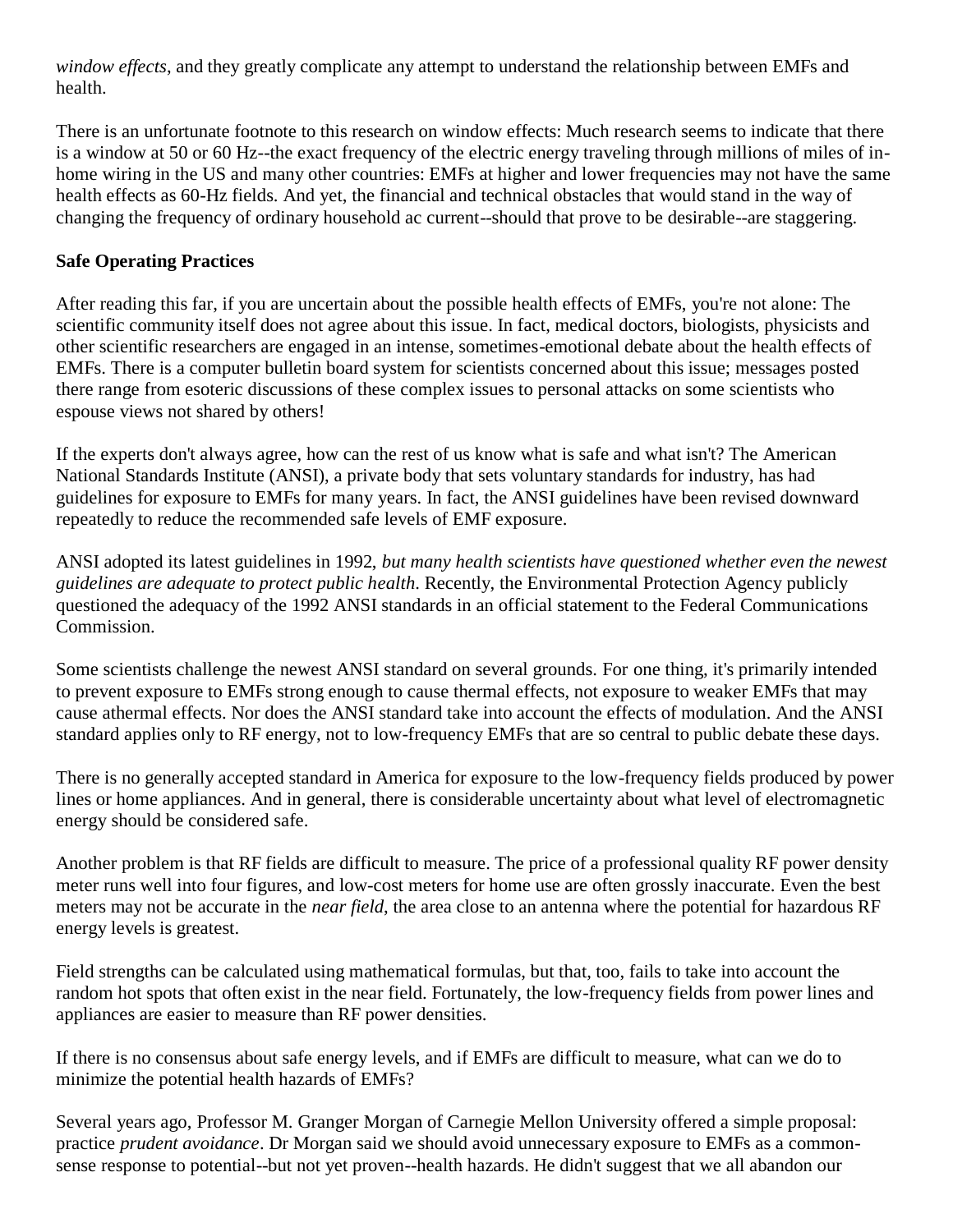*window effects*, and they greatly complicate any attempt to understand the relationship between EMFs and health.

There is an unfortunate footnote to this research on window effects: Much research seems to indicate that there is a window at 50 or 60 Hz--the exact frequency of the electric energy traveling through millions of miles of in-home wiring in the US and many other countries: EMFs at higher and lower frequencies may not have the same health effects as 60-Hz fields. And yet, the financial and technical obstacles that would stand in the way of changing the frequency of ordinary household ac current--should that prove to be desirable--are staggering.

**Safe Operating Practices**

After reading this far, if you are uncertain about the possible health effects of EMFs, you're not alone: The scientific community itself does not agree about this issue. In fact, medical doctors, biologists, physicists and other scientific researchers are engaged in an intense, sometimes-emotional debate about the health effects of EMFs. There is a computer bulletin board system for scientists concerned about this issue; messages posted there range from esoteric discussions of these complex issues to personal attacks on some scientists who espouse views not shared by others!

If the experts don't always agree, how can the rest of us know what is safe and what isn't? The American National Standards Institute (ANSI), a private body that sets voluntary standards for industry, has had guidelines for exposure to EMFs for many years. In fact, the ANSI guidelines have been revised downward repeatedly to reduce the recommended safe levels of EMF exposure.

ANSI adopted its latest guidelines in 1992, *but many health scientists have questioned whether even the newest guidelines are adequate to protect public health*. Recently, the Environmental Protection Agency publicly questioned the adequacy of the 1992 ANSI standards in an official statement to the Federal Communications Commission.

Some scientists challenge the newest ANSI standard on several grounds. For one thing, it's primarily intended to prevent exposure to EMFs strong enough to cause thermal effects, not exposure to weaker EMFs that may cause athermal effects. Nor does the ANSI standard take into account the effects of modulation. And the ANSI standard applies only to RF energy, not to low-frequency EMFs that are so central to public debate these days.

There is no generally accepted standard in America for exposure to the low-frequency fields produced by power lines or home appliances. And in general, there is considerable uncertainty about what level of electromagnetic energy should be considered safe.

Another problem is that RF fields are difficult to measure. The price of a professional quality RF power density meter runs well into four figures, and low-cost meters for home use are often grossly inaccurate. Even the best meters may not be accurate in the *near field*, the area close to an antenna where the potential for hazardous RF energy levels is greatest.

Field strengths can be calculated using mathematical formulas, but that, too, fails to take into account the random hot spots that often exist in the near field. Fortunately, the low-frequency fields from power lines and appliances are easier to measure than RF power densities.

If there is no consensus about safe energy levels, and if EMFs are difficult to measure, what can we do to minimize the potential health hazards of EMFs?

Several years ago, Professor M. Granger Morgan of Carnegie Mellon University offered a simple proposal: practice *prudent avoidance*. Dr Morgan said we should avoid unnecessary exposure to EMFs as a common-sense response to potential--but not yet proven--health hazards. He didn't suggest that we all abandon our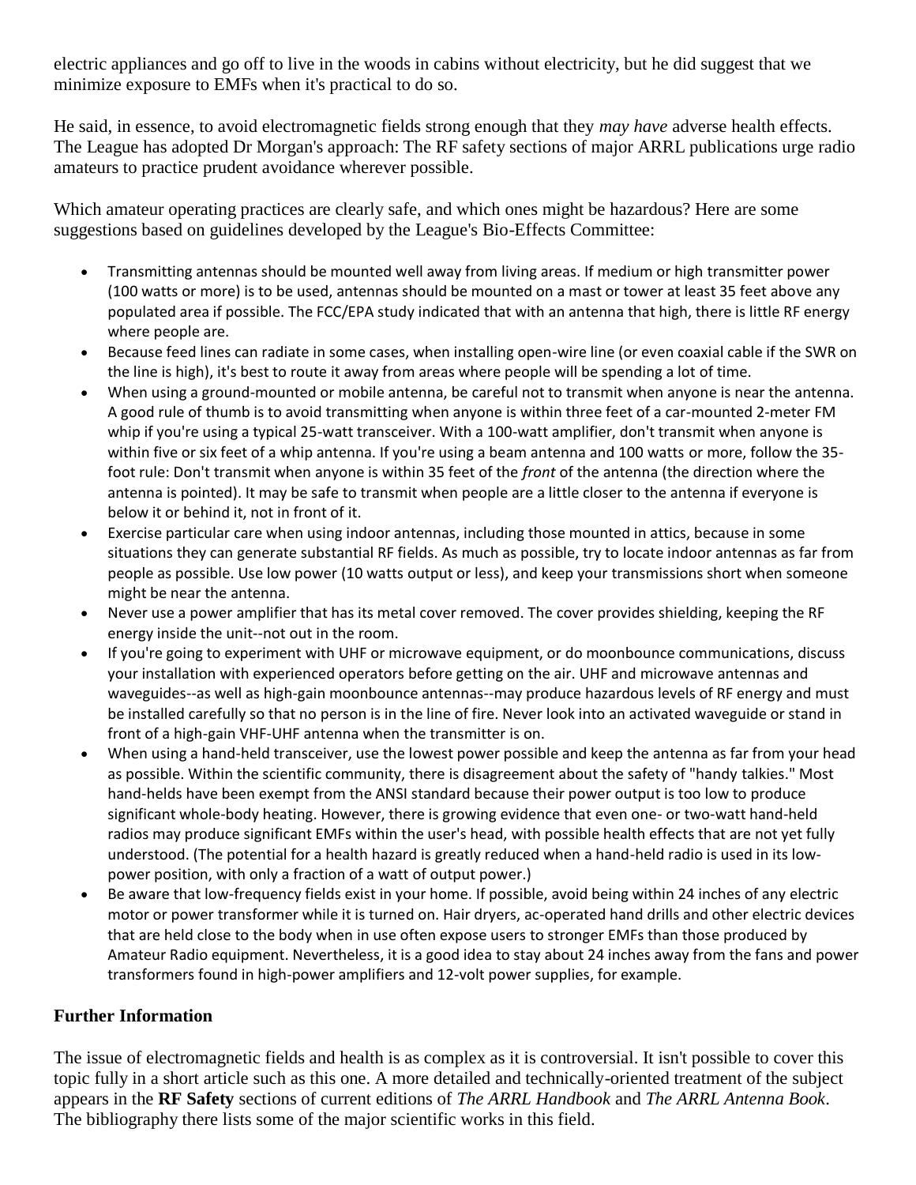electric appliances and go off to live in the woods in cabins without electricity, but he did suggest that we minimize exposure to EMFs when it's practical to do so.

He said, in essence, to avoid electromagnetic fields strong enough that they *may have* adverse health effects. The League has adopted Dr Morgan's approach: The RF safety sections of major ARRL publications urge radio amateurs to practice prudent avoidance wherever possible.

Which amateur operating practices are clearly safe, and which ones might be hazardous? Here are some suggestions based on guidelines developed by the League's Bio-Effects Committee:

- Transmitting antennas should be mounted well away from living areas. If medium or high transmitter power (100 watts or more) is to be used, antennas should be mounted on a mast or tower at least 35 feet above any populated area if possible. The FCC/EPA study indicated that with an antenna that high, there is little RF energy where people are.
- Because feed lines can radiate in some cases, when installing open-wire line (or even coaxial cable if the SWR on the line is high), it's best to route it away from areas where people will be spending a lot of time.
- When using a ground-mounted or mobile antenna, be careful not to transmit when anyone is near the antenna. A good rule of thumb is to avoid transmitting when anyone is within three feet of a car-mounted 2-meter FM whip if you're using a typical 25-watt transceiver. With a 100-watt amplifier, don't transmit when anyone is within five or six feet of a whip antenna. If you're using a beam antenna and 100 watts or more, follow the 35-foot rule: Don't transmit when anyone is within 35 feet of the *front* of the antenna (the direction where the antenna is pointed). It may be safe to transmit when people are a little closer to the antenna if everyone is below it or behind it, not in front of it.
- Exercise particular care when using indoor antennas, including those mounted in attics, because in some situations they can generate substantial RF fields. As much as possible, try to locate indoor antennas as far from people as possible. Use low power (10 watts output or less), and keep your transmissions short when someone might be near the antenna.
- Never use a power amplifier that has its metal cover removed. The cover provides shielding, keeping the RF energy inside the unit--not out in the room.
- If you're going to experiment with UHF or microwave equipment, or do moonbounce communications, discuss your installation with experienced operators before getting on the air. UHF and microwave antennas and waveguides--as well as high-gain moonbounce antennas--may produce hazardous levels of RF energy and must be installed carefully so that no person is in the line of fire. Never look into an activated waveguide or stand in front of a high-gain VHF-UHF antenna when the transmitter is on.
- When using a hand-held transceiver, use the lowest power possible and keep the antenna as far from your head as possible. Within the scientific community, there is disagreement about the safety of "handy talkies." Most hand-helds have been exempt from the ANSI standard because their power output is too low to produce significant whole-body heating. However, there is growing evidence that even one- or two-watt hand-held radios may produce significant EMFs within the user's head, with possible health effects that are not yet fully understood. (The potential for a health hazard is greatly reduced when a hand-held radio is used in its low-power position, with only a fraction of a watt of output power.)
- Be aware that low-frequency fields exist in your home. If possible, avoid being within 24 inches of any electric motor or power transformer while it is turned on. Hair dryers, ac-operated hand drills and other electric devices that are held close to the body when in use often expose users to stronger EMFs than those produced by Amateur Radio equipment. Nevertheless, it is a good idea to stay about 24 inches away from the fans and power transformers found in high-power amplifiers and 12-volt power supplies, for example.

## Further Information

The issue of electromagnetic fields and health is as complex as it is controversial. It isn't possible to cover this topic fully in a short article such as this one. A more detailed and technically-oriented treatment of the subject appears in the **RF Safety** sections of current editions of *The ARRL Handbook* and *The ARRL Antenna Book*. The bibliography there lists some of the major scientific works in this field.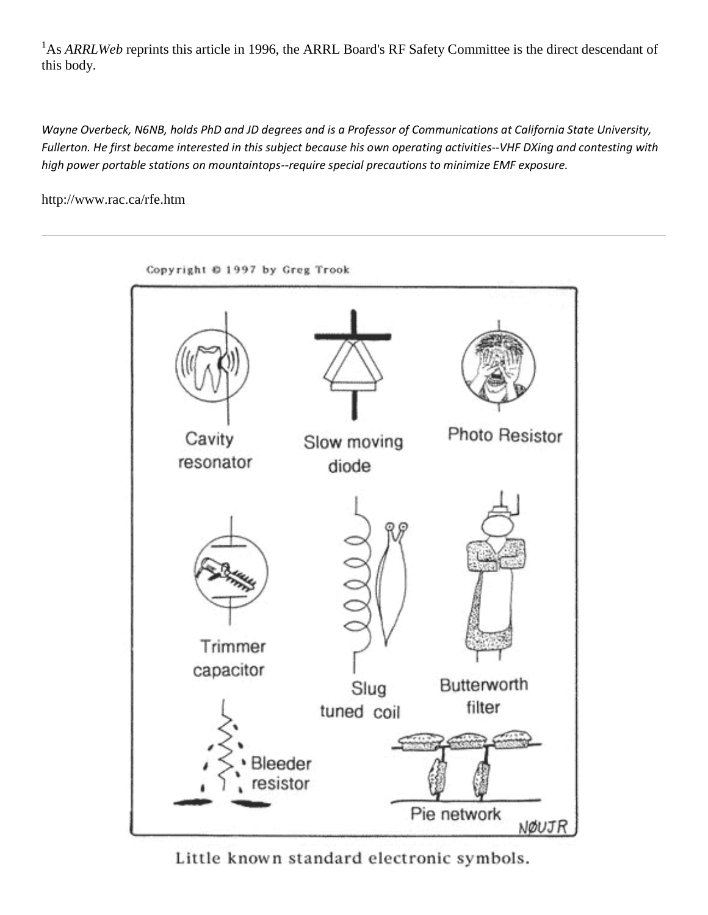[1]As *ARRLWeb* reprints this article in 1996, the ARRL Board's RF Safety Committee is the direct descendant of this body.

*Wayne Overbeck, N6NB, holds PhD and JD degrees and is a Professor of Communications at California State University, Fullerton. He first became interested in this subject because his own operating activities--VHF DXing and contesting with high power portable stations on mountaintops--require special precautions to minimize EMF exposure.*

http://www.rac.ca/rfe.htm

---

Copyright © 1997 by Greg Trook

Cavity resonator

Slow moving diode

Photo Resistor

Trimmer capacitor

Slug tuned coil

Butterworth filter

Bleeder resistor

Pie network

NØUJR

Little known standard electronic symbols.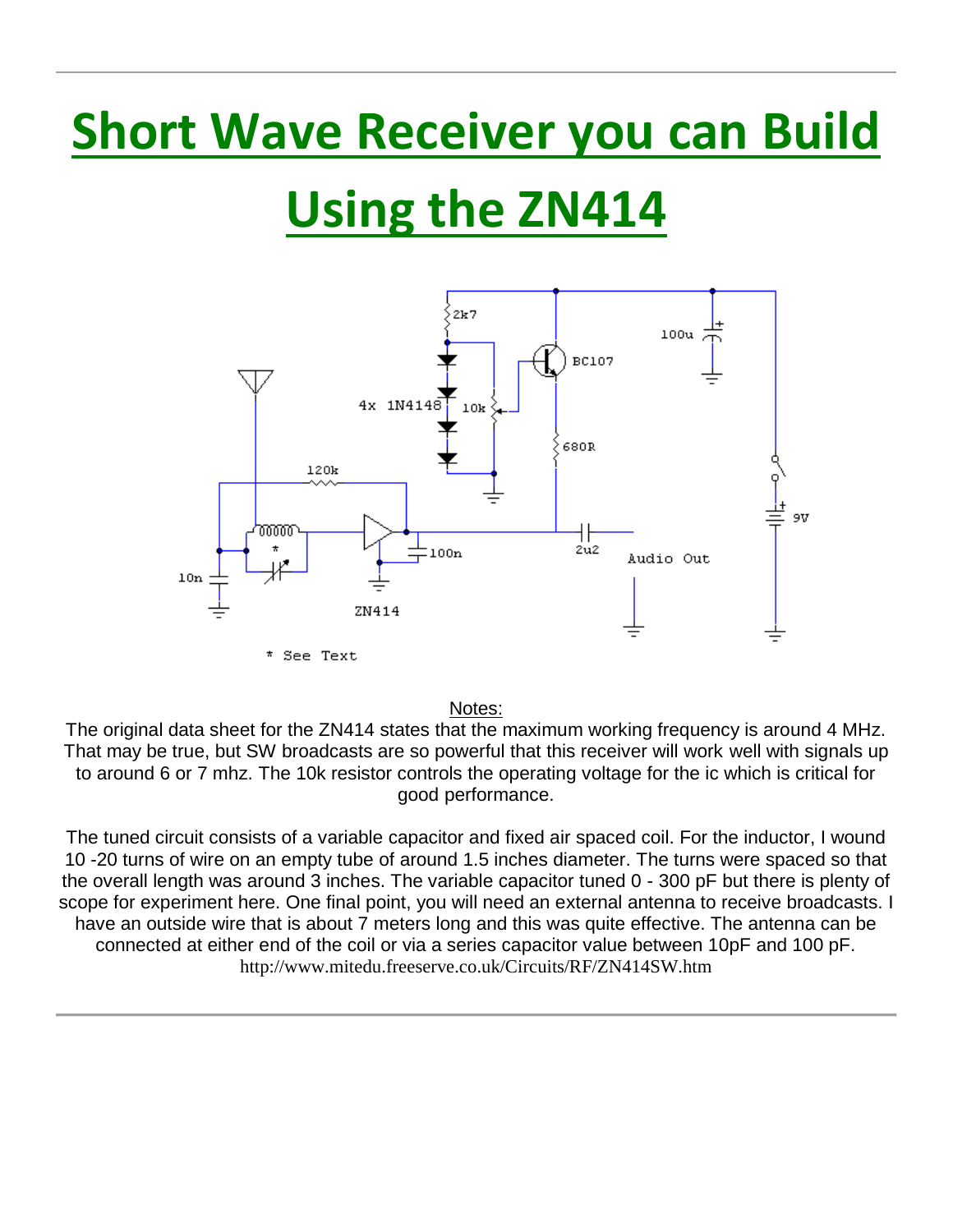# Short Wave Receiver you can Build Using the ZN414

Notes:

The original data sheet for the ZN414 states that the maximum working frequency is around 4 MHz. That may be true, but SW broadcasts are so powerful that this receiver will work well with signals up to around 6 or 7 mhz. The 10k resistor controls the operating voltage for the ic which is critical for good performance.

The tuned circuit consists of a variable capacitor and fixed air spaced coil. For the inductor, I wound 10 -20 turns of wire on an empty tube of around 1.5 inches diameter. The turns were spaced so that the overall length was around 3 inches. The variable capacitor tuned 0 - 300 pF but there is plenty of scope for experiment here. One final point, you will need an external antenna to receive broadcasts. I have an outside wire that is about 7 meters long and this was quite effective. The antenna can be connected at either end of the coil or via a series capacitor value between 10pF and 100 pF.

http://www.mitedu.freeserve.co.uk/Circuits/RF/ZN414SW.htm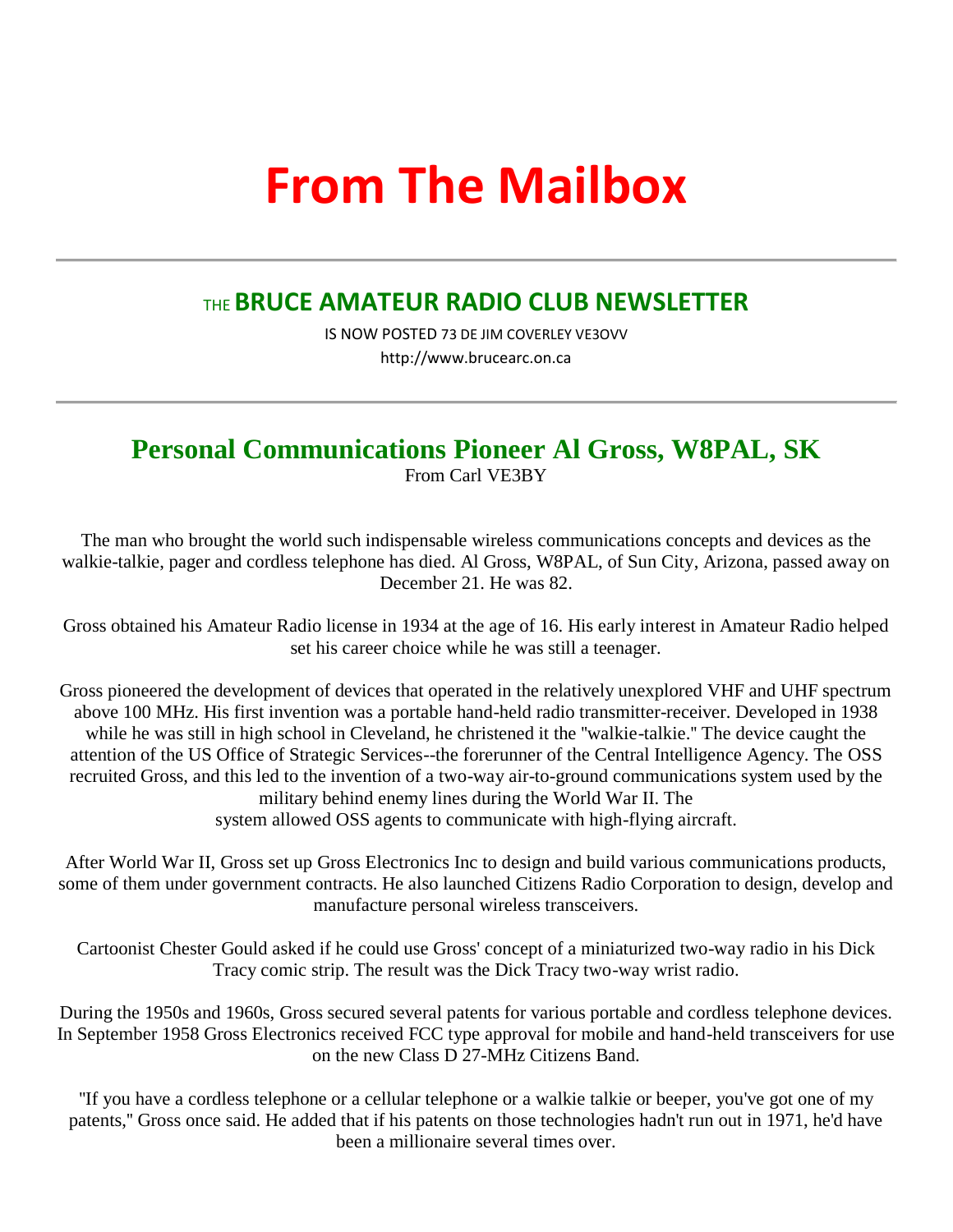# From The Mailbox

---

## THE **BRUCE AMATEUR RADIO CLUB NEWSLETTER**

IS NOW POSTED 73 DE JIM COVERLEY VE3OVV

http://www.brucearc.on.ca

---

## Personal Communications Pioneer Al Gross, W8PAL, SK

From Carl VE3BY

The man who brought the world such indispensable wireless communications concepts and devices as the walkie-talkie, pager and cordless telephone has died. Al Gross, W8PAL, of Sun City, Arizona, passed away on December 21. He was 82.

Gross obtained his Amateur Radio license in 1934 at the age of 16. His early interest in Amateur Radio helped set his career choice while he was still a teenager.

Gross pioneered the development of devices that operated in the relatively unexplored VHF and UHF spectrum above 100 MHz. His first invention was a portable hand-held radio transmitter-receiver. Developed in 1938 while he was still in high school in Cleveland, he christened it the "walkie-talkie." The device caught the attention of the US Office of Strategic Services--the forerunner of the Central Intelligence Agency. The OSS recruited Gross, and this led to the invention of a two-way air-to-ground communications system used by the military behind enemy lines during the World War II. The system allowed OSS agents to communicate with high-flying aircraft.

After World War II, Gross set up Gross Electronics Inc to design and build various communications products, some of them under government contracts. He also launched Citizens Radio Corporation to design, develop and manufacture personal wireless transceivers.

Cartoonist Chester Gould asked if he could use Gross' concept of a miniaturized two-way radio in his Dick Tracy comic strip. The result was the Dick Tracy two-way wrist radio.

During the 1950s and 1960s, Gross secured several patents for various portable and cordless telephone devices. In September 1958 Gross Electronics received FCC type approval for mobile and hand-held transceivers for use on the new Class D 27-MHz Citizens Band.

"If you have a cordless telephone or a cellular telephone or a walkie talkie or beeper, you've got one of my patents," Gross once said. He added that if his patents on those technologies hadn't run out in 1971, he'd have been a millionaire several times over.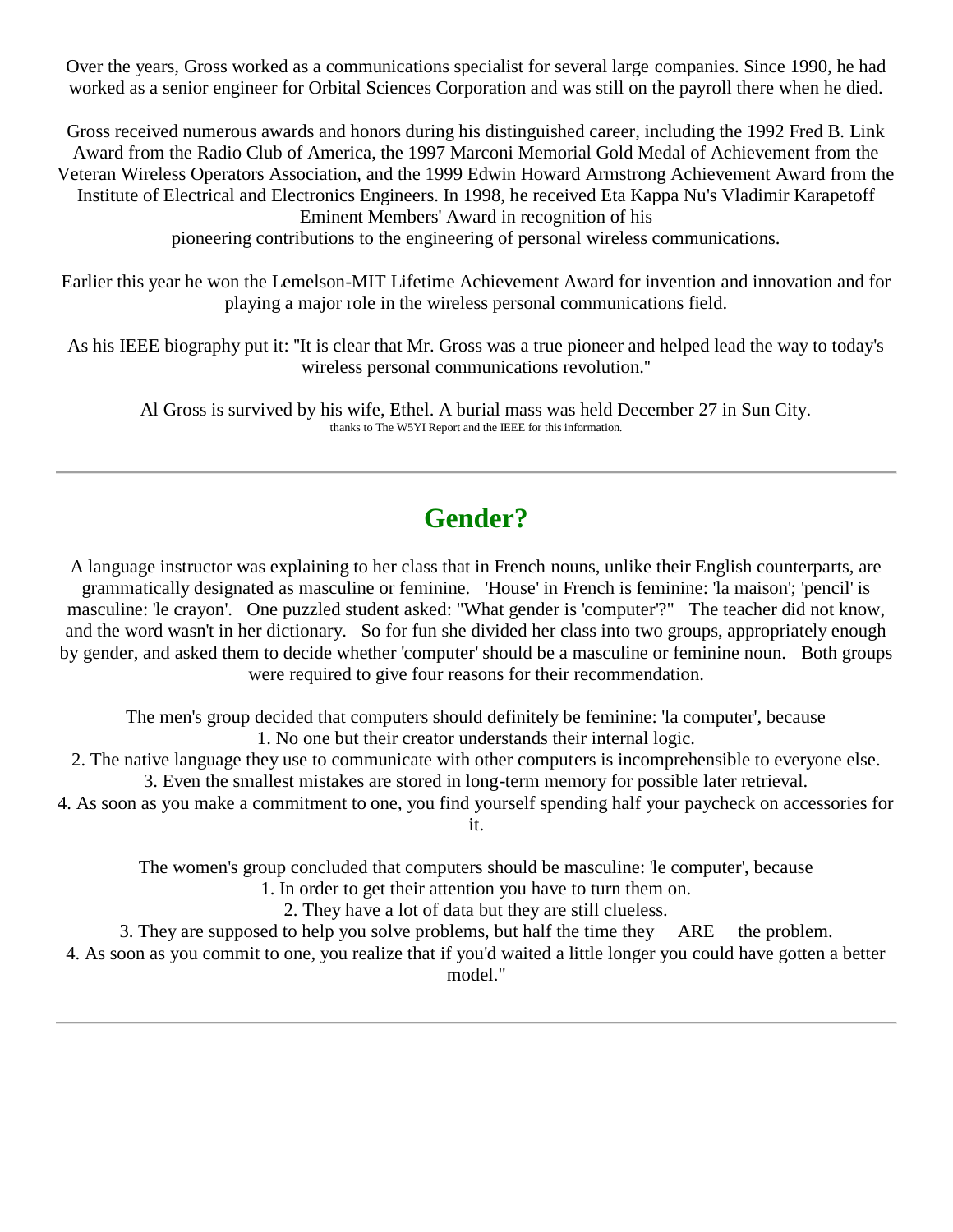Over the years, Gross worked as a communications specialist for several large companies. Since 1990, he had worked as a senior engineer for Orbital Sciences Corporation and was still on the payroll there when he died.

Gross received numerous awards and honors during his distinguished career, including the 1992 Fred B. Link Award from the Radio Club of America, the 1997 Marconi Memorial Gold Medal of Achievement from the Veteran Wireless Operators Association, and the 1999 Edwin Howard Armstrong Achievement Award from the Institute of Electrical and Electronics Engineers. In 1998, he received Eta Kappa Nu's Vladimir Karapetoff Eminent Members' Award in recognition of his pioneering contributions to the engineering of personal wireless communications.

Earlier this year he won the Lemelson-MIT Lifetime Achievement Award for invention and innovation and for playing a major role in the wireless personal communications field.

As his IEEE biography put it: "It is clear that Mr. Gross was a true pioneer and helped lead the way to today's wireless personal communications revolution."

Al Gross is survived by his wife, Ethel. A burial mass was held December 27 in Sun City.

thanks to The W5YI Report and the IEEE for this information.

---

## Gender?

A language instructor was explaining to her class that in French nouns, unlike their English counterparts, are grammatically designated as masculine or feminine. 'House' in French is feminine: 'la maison'; 'pencil' is masculine: 'le crayon'. One puzzled student asked: "What gender is 'computer'?" The teacher did not know, and the word wasn't in her dictionary. So for fun she divided her class into two groups, appropriately enough by gender, and asked them to decide whether 'computer' should be a masculine or feminine noun. Both groups were required to give four reasons for their recommendation.

The men's group decided that computers should definitely be feminine: 'la computer', because

1. No one but their creator understands their internal logic.
2. The native language they use to communicate with other computers is incomprehensible to everyone else.
3. Even the smallest mistakes are stored in long-term memory for possible later retrieval.
4. As soon as you make a commitment to one, you find yourself spending half your paycheck on accessories for it.

The women's group concluded that computers should be masculine: 'le computer', because

1. In order to get their attention you have to turn them on.
2. They have a lot of data but they are still clueless.
3. They are supposed to help you solve problems, but half the time they ARE the problem.
4. As soon as you commit to one, you realize that if you'd waited a little longer you could have gotten a better model."

---